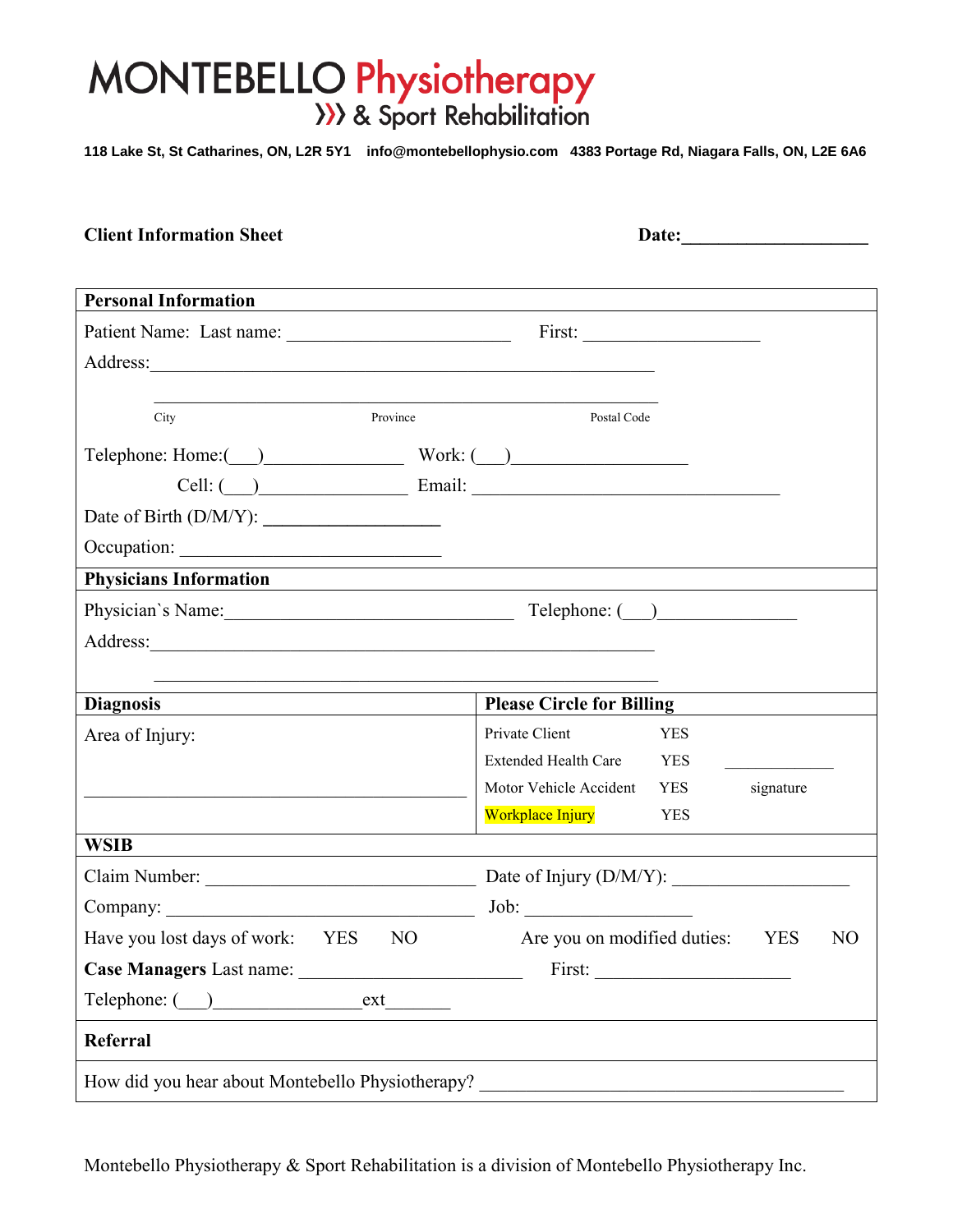# MONTEBELLO Physiotherapy & Sport Rehabilitation

**118 Lake St, St Catharines, ON, L2R 5Y1 info@montebellophysio.com 4383 Portage Rd, Niagara Falls, ON, L2E 6A6**

**Client Information Sheet** **Date:** ____________________

## Personal Information

Patient Name: Last name: ________________________ First: ____________________

Address: ________________________________________________________

________________________________________________________
City Province Postal Code

Telephone: Home:(___)_______________ Work: (___)___________________

Cell: (___)________________ Email: __________________________________

Date of Birth (D/M/Y): ___________________

Occupation: _____________________________

## Physicians Information

Physician`s Name: ________________________________ Telephone: (___)_______________

Address: ________________________________________________________

________________________________________________________

| **Diagnosis** | **Please Circle for Billing** | | |
|---|---|---|---|
| Area of Injury: | Private Client | YES | |
| | Extended Health Care | YES | _____________ |
| ______________________________________ | Motor Vehicle Accident | YES | signature |
| | Workplace Injury | YES | |

## WSIB

Claim Number: ______________________________ Date of Injury (D/M/Y): ___________________

Company: __________________________________ Job: ___________________

Have you lost days of work: YES NO Are you on modified duties: YES NO

**Case Managers** Last name: ________________________ First: ______________________

Telephone: (___)________________ext_______

## Referral

How did you hear about Montebello Physiotherapy? ________________________________________

Montebello Physiotherapy & Sport Rehabilitation is a division of Montebello Physiotherapy Inc.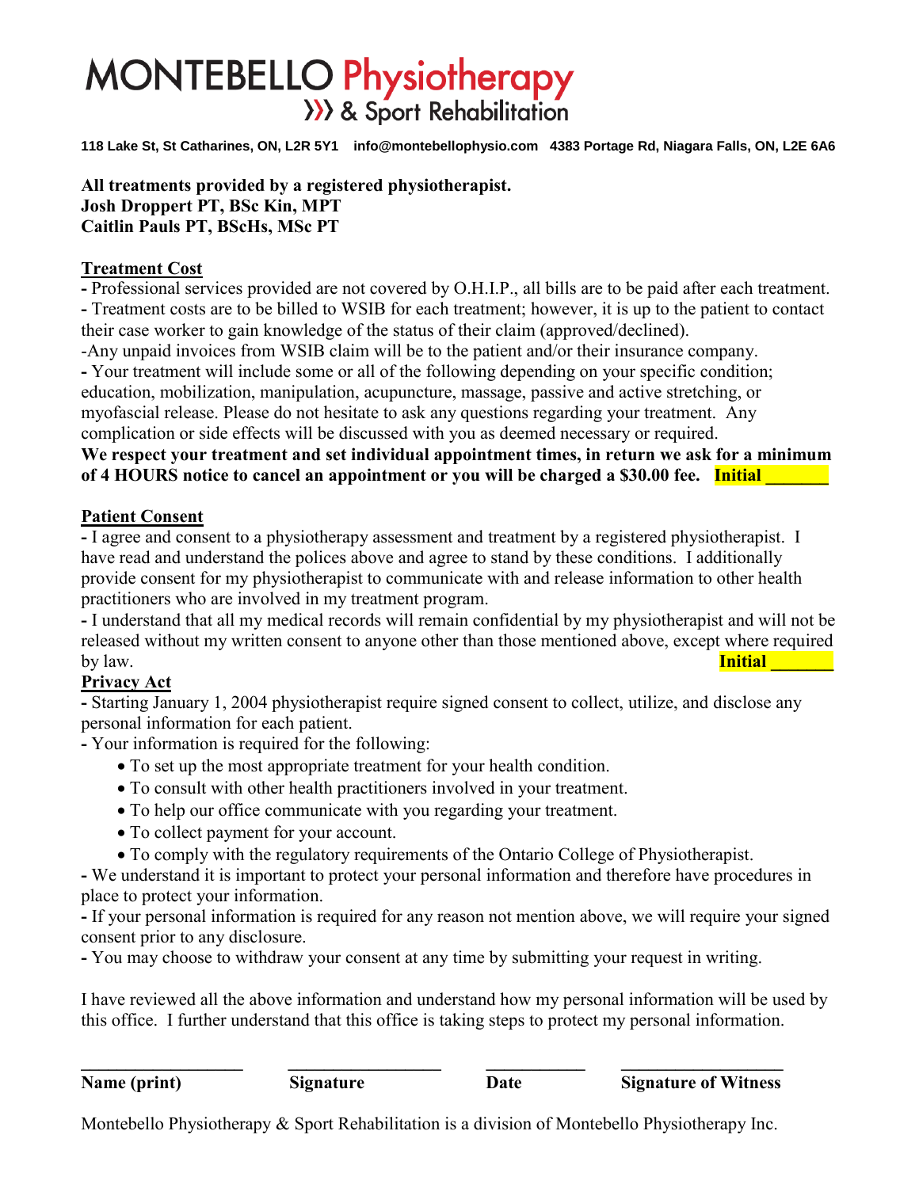# MONTEBELLO Physiotherapy
### & Sport Rehabilitation

**118 Lake St, St Catharines, ON, L2R 5Y1 info@montebellophysio.com 4383 Portage Rd, Niagara Falls, ON, L2E 6A6**

**All treatments provided by a registered physiotherapist.**
**Josh Droppert PT, BSc Kin, MPT**
**Caitlin Pauls PT, BScHs, MSc PT**

**Treatment Cost**

- Professional services provided are not covered by O.H.I.P., all bills are to be paid after each treatment.
- Treatment costs are to be billed to WSIB for each treatment; however, it is up to the patient to contact their case worker to gain knowledge of the status of their claim (approved/declined).

-Any unpaid invoices from WSIB claim will be to the patient and/or their insurance company.

- Your treatment will include some or all of the following depending on your specific condition; education, mobilization, manipulation, acupuncture, massage, passive and active stretching, or myofascial release. Please do not hesitate to ask any questions regarding your treatment. Any complication or side effects will be discussed with you as deemed necessary or required.

**We respect your treatment and set individual appointment times, in return we ask for a minimum of 4 HOURS notice to cancel an appointment or you will be charged a $30.00 fee. Initial _______**

**Patient Consent**

- I agree and consent to a physiotherapy assessment and treatment by a registered physiotherapist. I have read and understand the polices above and agree to stand by these conditions. I additionally provide consent for my physiotherapist to communicate with and release information to other health practitioners who are involved in my treatment program.
- I understand that all my medical records will remain confidential by my physiotherapist and will not be released without my written consent to anyone other than those mentioned above, except where required by law. **Initial _______**

**Privacy Act**

- Starting January 1, 2004 physiotherapist require signed consent to collect, utilize, and disclose any personal information for each patient.
- Your information is required for the following:
  - To set up the most appropriate treatment for your health condition.
  - To consult with other health practitioners involved in your treatment.
  - To help our office communicate with you regarding your treatment.
  - To collect payment for your account.
  - To comply with the regulatory requirements of the Ontario College of Physiotherapist.
- We understand it is important to protect your personal information and therefore have procedures in place to protect your information.
- If your personal information is required for any reason not mention above, we will require your signed consent prior to any disclosure.
- You may choose to withdraw your consent at any time by submitting your request in writing.

I have reviewed all the above information and understand how my personal information will be used by this office. I further understand that this office is taking steps to protect my personal information.

| ________________ | ________________ | __________ | ________________ |
|---|---|---|---|
| **Name (print)** | **Signature** | **Date** | **Signature of Witness** |

Montebello Physiotherapy & Sport Rehabilitation is a division of Montebello Physiotherapy Inc.